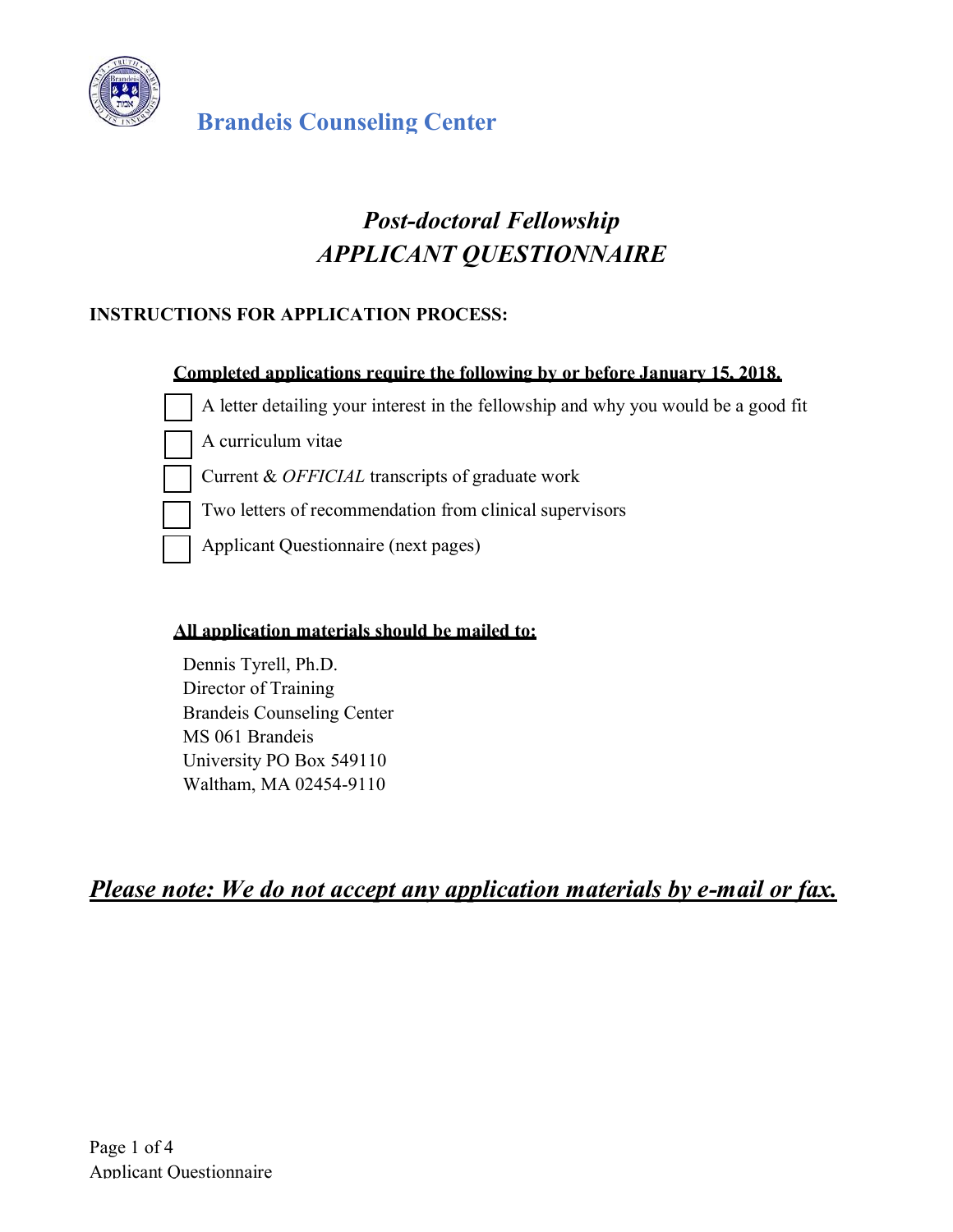**Brandeis Counseling Center**

# *Post-doctoral Fellowship*
# *APPLICANT QUESTIONNAIRE*

**INSTRUCTIONS FOR APPLICATION PROCESS:**

**Completed applications require the following by or before January 15, 2018.**

- [ ] A letter detailing your interest in the fellowship and why you would be a good fit
- [ ] A curriculum vitae
- [ ] Current & *OFFICIAL* transcripts of graduate work
- [ ] Two letters of recommendation from clinical supervisors
- [ ] Applicant Questionnaire (next pages)

**All application materials should be mailed to:**

Dennis Tyrell, Ph.D.
Director of Training
Brandeis Counseling Center
MS 061 Brandeis
University PO Box 549110
Waltham, MA 02454-9110

***Please note: We do not accept any application materials by e-mail or fax.***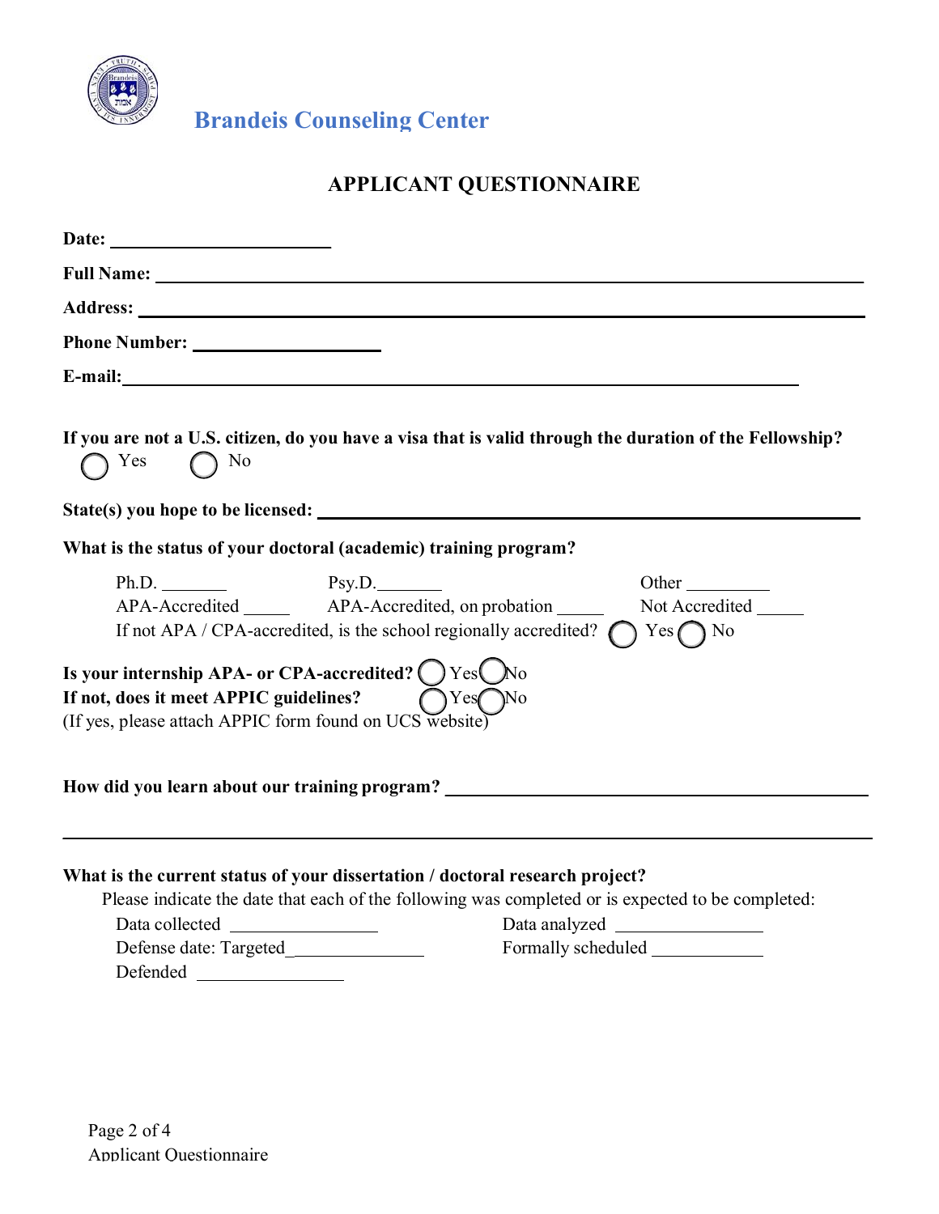## Brandeis Counseling Center

# APPLICANT QUESTIONNAIRE

**Date:** ____________________

**Full Name:** ____________________________________________________________

**Address:** ______________________________________________________________

**Phone Number:** ________________

**E-mail:** ________________________________________________________

**If you are not a U.S. citizen, do you have a visa that is valid through the duration of the Fellowship?**
◯ Yes ◯ No

**State(s) you hope to be licensed:** _______________________________________________

**What is the status of your doctoral (academic) training program?**

Ph.D. _______ Psy.D._______ Other _________
APA-Accredited _____ APA-Accredited, on probation _____ Not Accredited _____
If not APA / CPA-accredited, is the school regionally accredited? ◯ Yes ◯ No

**Is your internship APA- or CPA-accredited?** ◯ Yes ◯ No
**If not, does it meet APPIC guidelines?** ◯ Yes ◯ No
(If yes, please attach APPIC form found on UCS website)

**How did you learn about our training program?** ____________________________________

__________________________________________________________________________

**What is the current status of your dissertation / doctoral research project?**

Please indicate the date that each of the following was completed or is expected to be completed:

Data collected ______________ Data analyzed ______________
Defense date: Targeted______________ Formally scheduled ____________
Defended ______________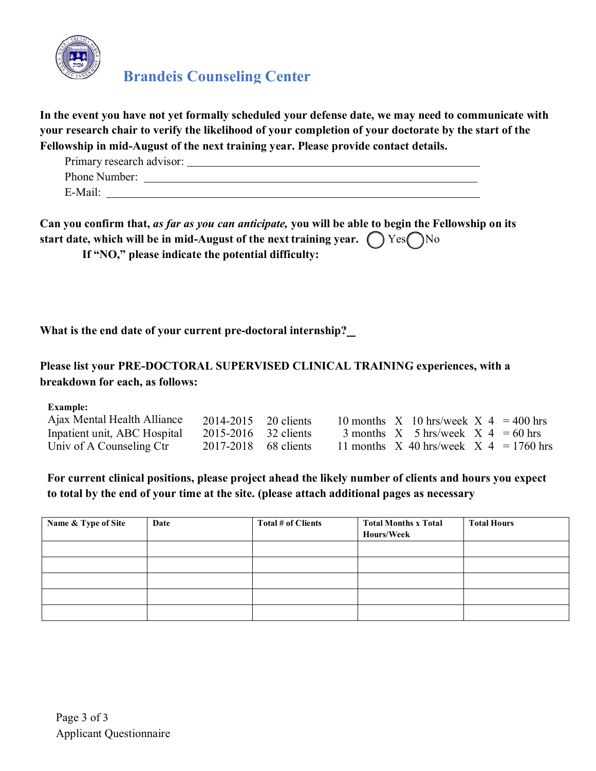## Brandeis Counseling Center

**In the event you have not yet formally scheduled your defense date, we may need to communicate with your research chair to verify the likelihood of your completion of your doctorate by the start of the Fellowship in mid-August of the next training year. Please provide contact details.**

Primary research advisor: ______________________________

Phone Number: ______________________________

E-Mail: ______________________________

**Can you confirm that, *as far as you can anticipate,* you will be able to begin the Fellowship on its start date, which will be in mid-August of the next training year.** ◯ Yes ◯ No

**If "NO," please indicate the potential difficulty:**

**What is the end date of your current pre-doctoral internship?**\_

**Please list your PRE-DOCTORAL SUPERVISED CLINICAL TRAINING experiences, with a breakdown for each, as follows:**

**Example:**

| | | | | |
|---|---|---|---|---|
| Ajax Mental Health Alliance | 2014-2015 | 20 clients | 10 months X 10 hrs/week X 4 | = 400 hrs |
| Inpatient unit, ABC Hospital | 2015-2016 | 32 clients | 3 months X 5 hrs/week X 4 | = 60 hrs |
| Univ of A Counseling Ctr | 2017-2018 | 68 clients | 11 months X 40 hrs/week X 4 | = 1760 hrs |

**For current clinical positions, please project ahead the likely number of clients and hours you expect to total by the end of your time at the site. (please attach additional pages as necessary**

| Name & Type of Site | Date | Total # of Clients | Total Months x Total Hours/Week | Total Hours |
|---|---|---|---|---|
| | | | | |
| | | | | |
| | | | | |
| | | | | |
| | | | | |

Applicant Questionnaire